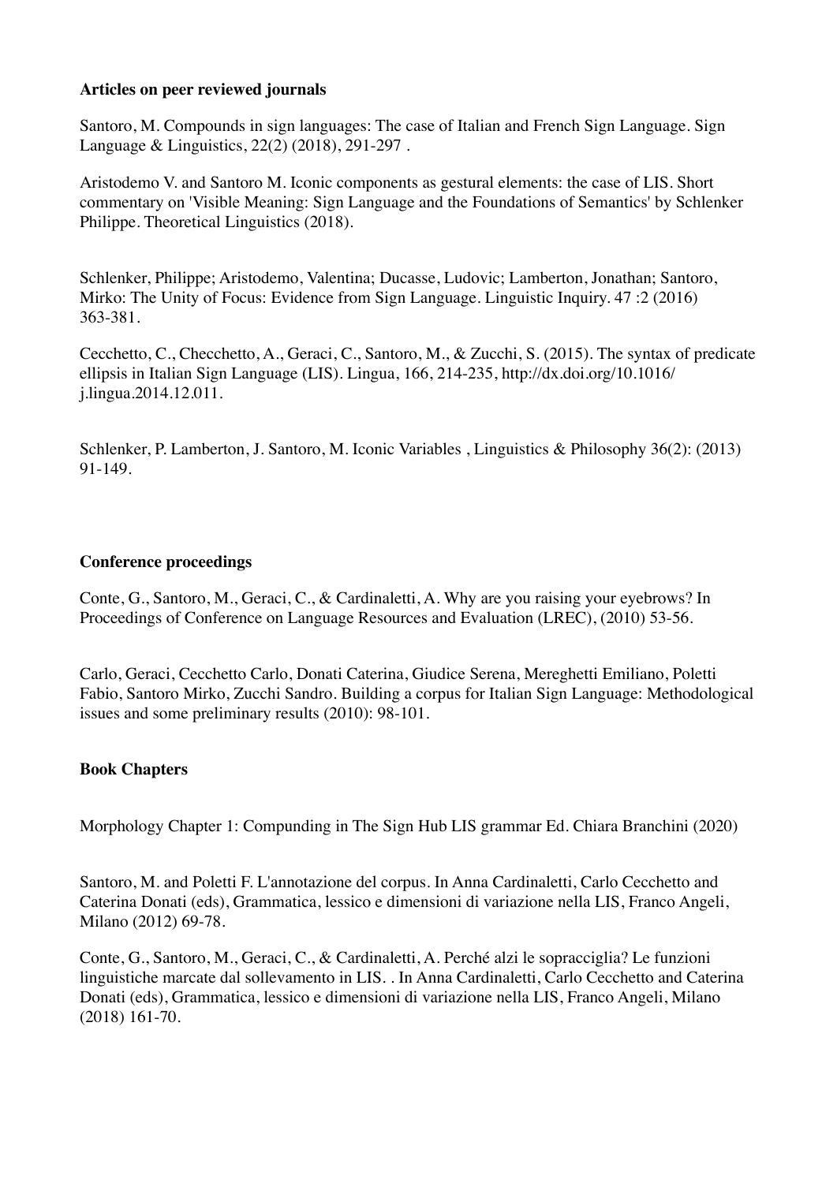**Articles on peer reviewed journals**

Santoro, M. Compounds in sign languages: The case of Italian and French Sign Language. Sign Language & Linguistics, 22(2) (2018), 291-297 .

Aristodemo V. and Santoro M. Iconic components as gestural elements: the case of LIS. Short commentary on 'Visible Meaning: Sign Language and the Foundations of Semantics' by Schlenker Philippe. Theoretical Linguistics (2018).

Schlenker, Philippe; Aristodemo, Valentina; Ducasse, Ludovic; Lamberton, Jonathan; Santoro, Mirko: The Unity of Focus: Evidence from Sign Language. Linguistic Inquiry. 47 :2 (2016) 363-381.

Cecchetto, C., Checchetto, A., Geraci, C., Santoro, M., & Zucchi, S. (2015). The syntax of predicate ellipsis in Italian Sign Language (LIS). Lingua, 166, 214-235, http://dx.doi.org/10.1016/j.lingua.2014.12.011.

Schlenker, P. Lamberton, J. Santoro, M. Iconic Variables , Linguistics & Philosophy 36(2): (2013) 91-149.

**Conference proceedings**

Conte, G., Santoro, M., Geraci, C., & Cardinaletti, A. Why are you raising your eyebrows? In Proceedings of Conference on Language Resources and Evaluation (LREC), (2010) 53-56.

Carlo, Geraci, Cecchetto Carlo, Donati Caterina, Giudice Serena, Mereghetti Emiliano, Poletti Fabio, Santoro Mirko, Zucchi Sandro. Building a corpus for Italian Sign Language: Methodological issues and some preliminary results (2010): 98-101.

**Book Chapters**

Morphology Chapter 1: Compunding in The Sign Hub LIS grammar Ed. Chiara Branchini (2020)

Santoro, M. and Poletti F. L'annotazione del corpus. In Anna Cardinaletti, Carlo Cecchetto and Caterina Donati (eds), Grammatica, lessico e dimensioni di variazione nella LIS, Franco Angeli, Milano (2012) 69-78.

Conte, G., Santoro, M., Geraci, C., & Cardinaletti, A. Perché alzi le sopracciglia? Le funzioni linguistiche marcate dal sollevamento in LIS. . In Anna Cardinaletti, Carlo Cecchetto and Caterina Donati (eds), Grammatica, lessico e dimensioni di variazione nella LIS, Franco Angeli, Milano (2018) 161-70.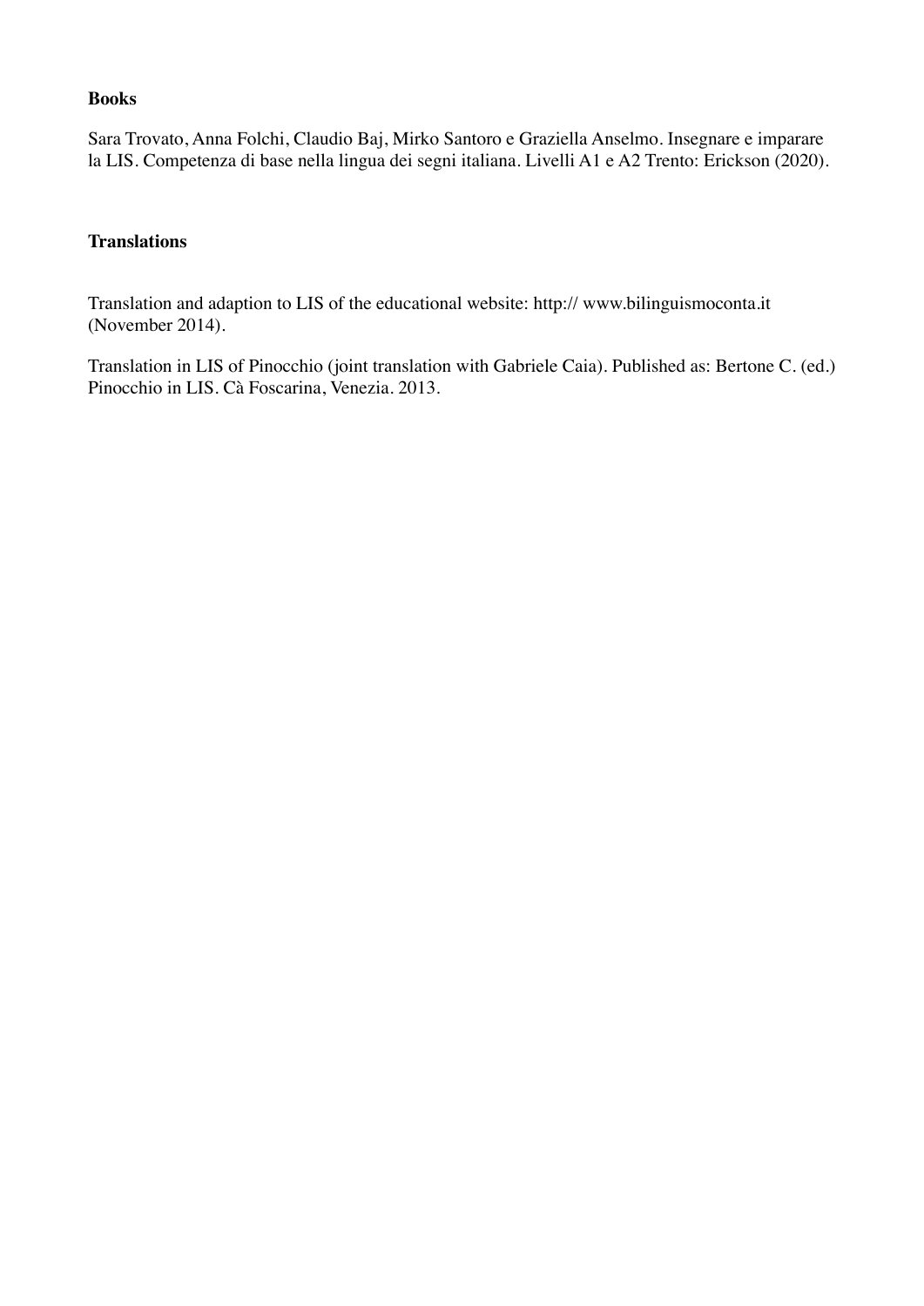**Books**

Sara Trovato, Anna Folchi, Claudio Baj, Mirko Santoro e Graziella Anselmo. Insegnare e imparare la LIS. Competenza di base nella lingua dei segni italiana. Livelli A1 e A2 Trento: Erickson (2020).

**Translations**

Translation and adaption to LIS of the educational website: http:// www.bilinguismoconta.it (November 2014).

Translation in LIS of Pinocchio (joint translation with Gabriele Caia). Published as: Bertone C. (ed.) Pinocchio in LIS. Cà Foscarina, Venezia. 2013.